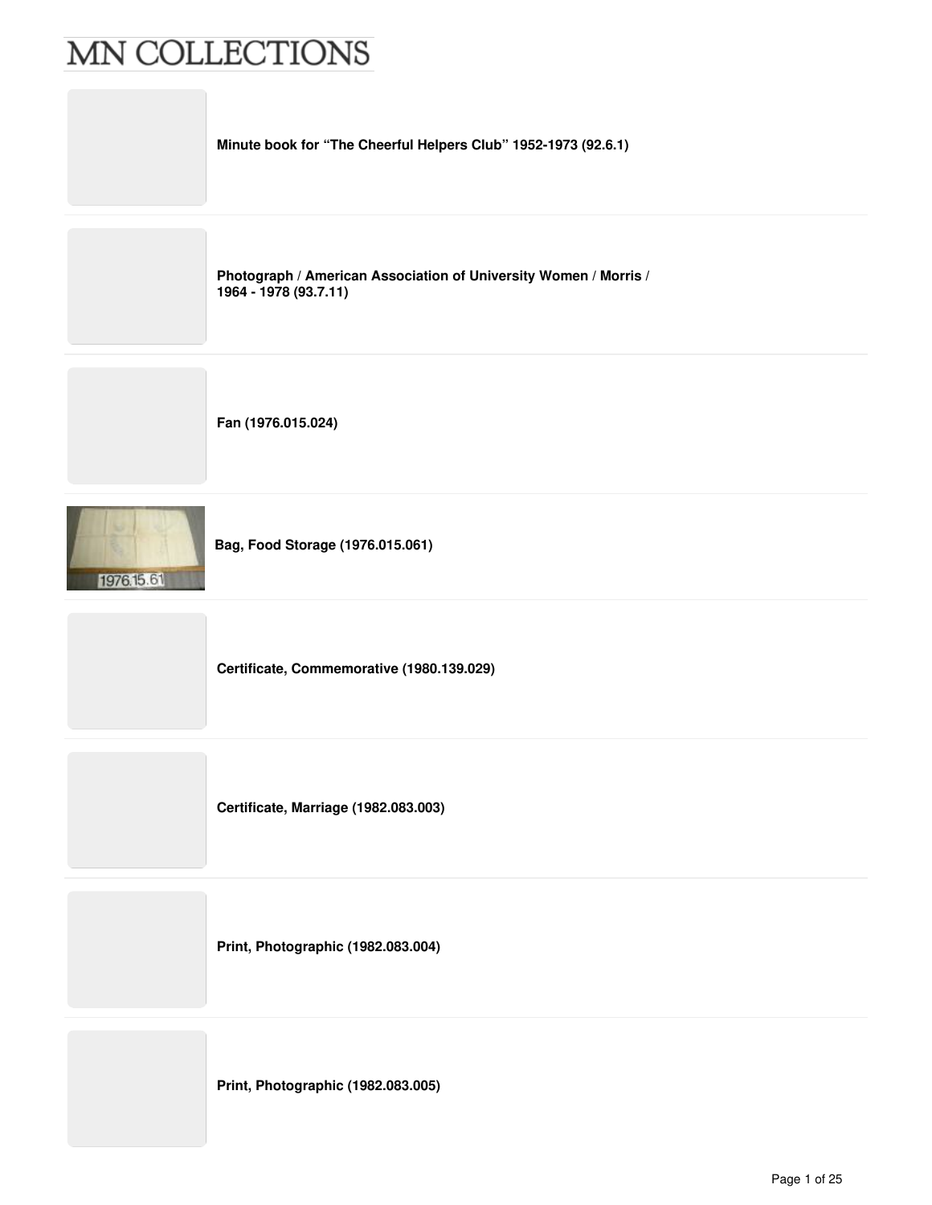# MN COLLECTIONS

**Minute book for "The Cheerful Helpers Club" 1952-1973 (92.6.1)**

---

**Photograph / American Association of University Women / Morris / 1964 - 1978 (93.7.11)**

---

**Fan (1976.015.024)**

---

**Bag, Food Storage (1976.015.061)**

---

**Certificate, Commemorative (1980.139.029)**

---

**Certificate, Marriage (1982.083.003)**

---

**Print, Photographic (1982.083.004)**

---

**Print, Photographic (1982.083.005)**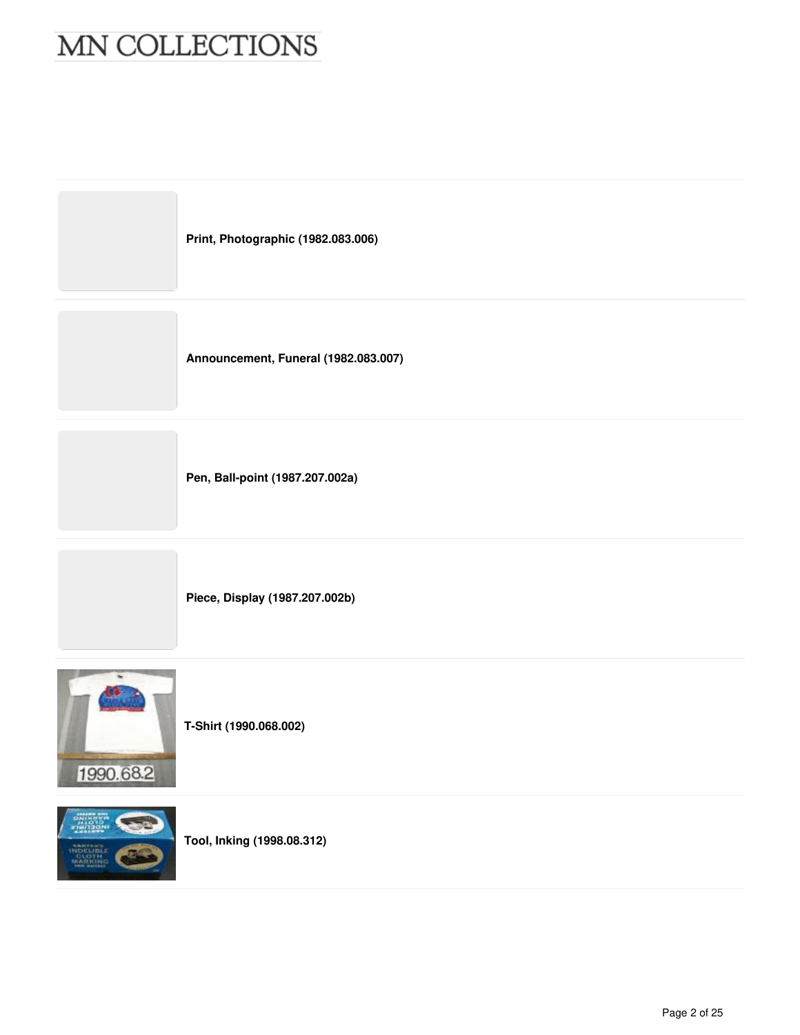**Print, Photographic (1982.083.006)**

**Announcement, Funeral (1982.083.007)**

**Pen, Ball-point (1987.207.002a)**

**Piece, Display (1987.207.002b)**

**T-Shirt (1990.068.002)**

**Tool, Inking (1998.08.312)**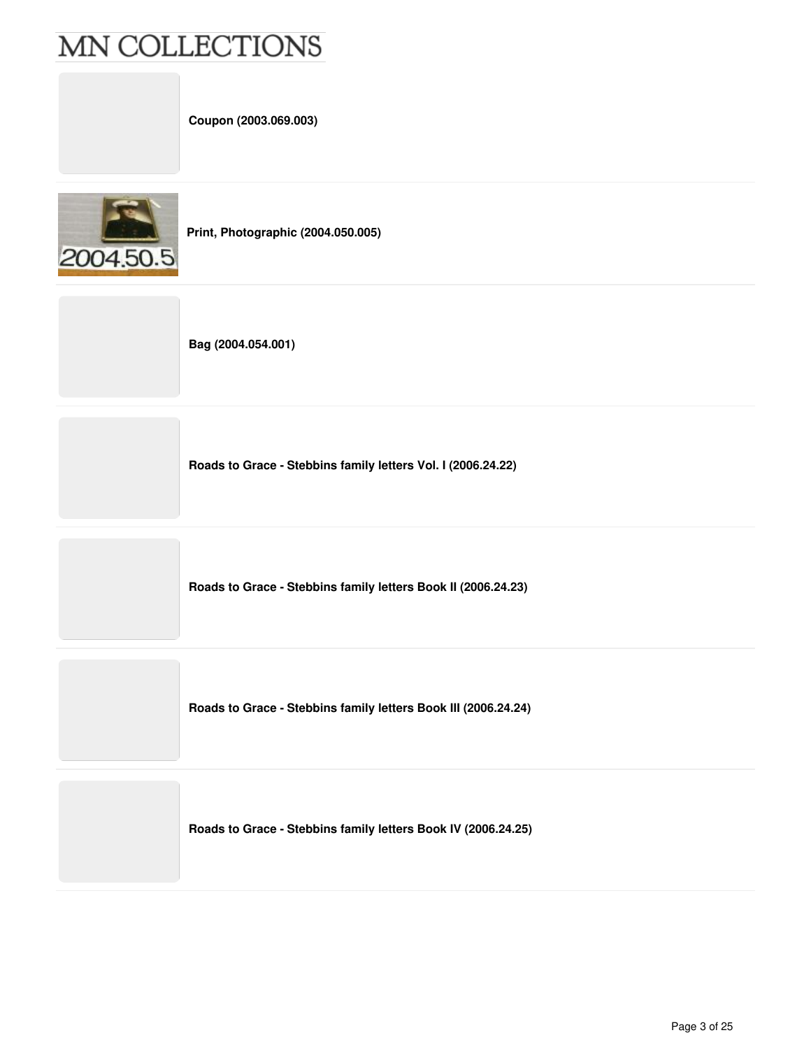**Coupon (2003.069.003)**

**Print, Photographic (2004.050.005)**

**Bag (2004.054.001)**

**Roads to Grace - Stebbins family letters Vol. I (2006.24.22)**

**Roads to Grace - Stebbins family letters Book II (2006.24.23)**

**Roads to Grace - Stebbins family letters Book III (2006.24.24)**

**Roads to Grace - Stebbins family letters Book IV (2006.24.25)**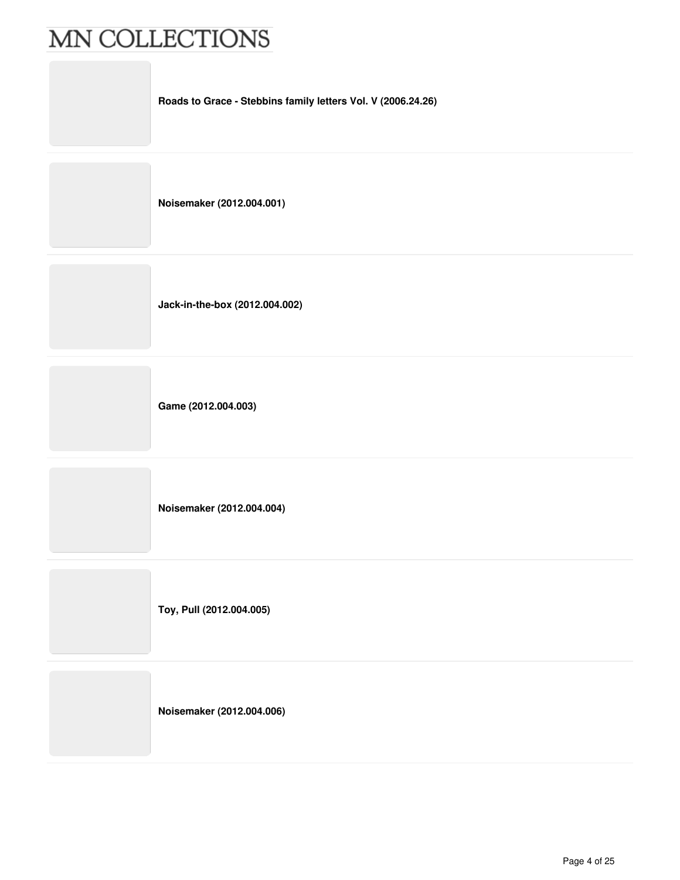**Roads to Grace - Stebbins family letters Vol. V (2006.24.26)**

**Noisemaker (2012.004.001)**

**Jack-in-the-box (2012.004.002)**

**Game (2012.004.003)**

**Noisemaker (2012.004.004)**

**Toy, Pull (2012.004.005)**

**Noisemaker (2012.004.006)**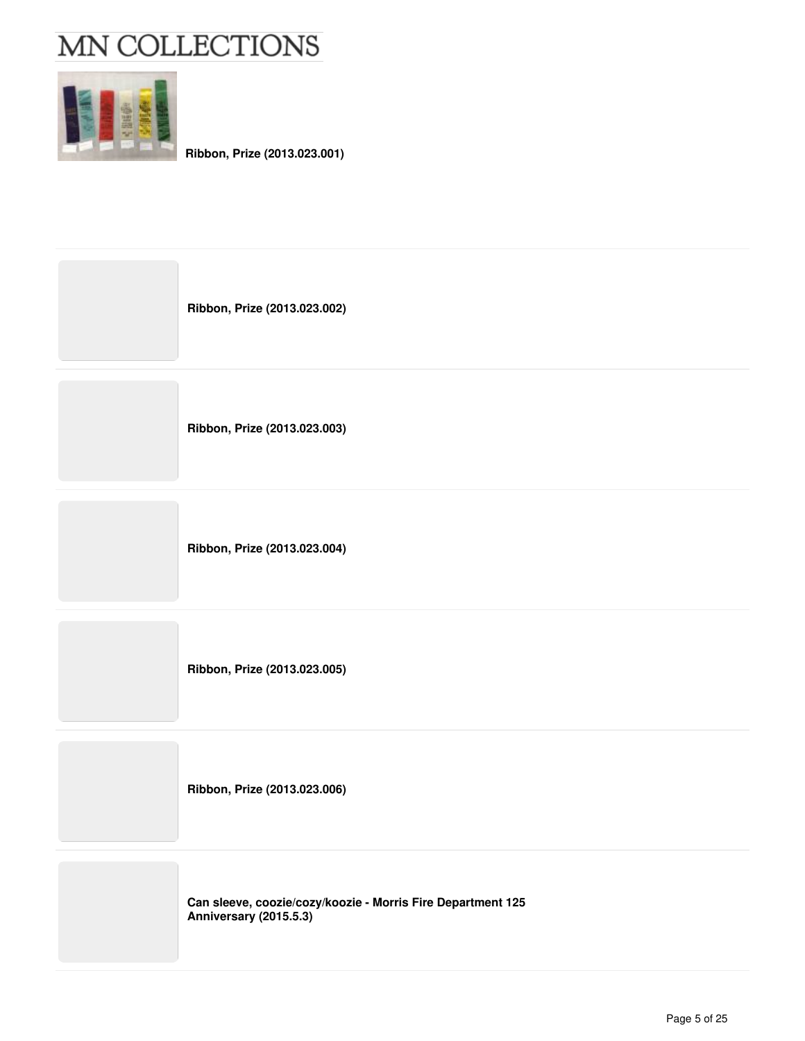**Ribbon, Prize (2013.023.001)**

**Ribbon, Prize (2013.023.002)**

**Ribbon, Prize (2013.023.003)**

**Ribbon, Prize (2013.023.004)**

**Ribbon, Prize (2013.023.005)**

**Ribbon, Prize (2013.023.006)**

**Can sleeve, coozie/cozy/koozie - Morris Fire Department 125 Anniversary (2015.5.3)**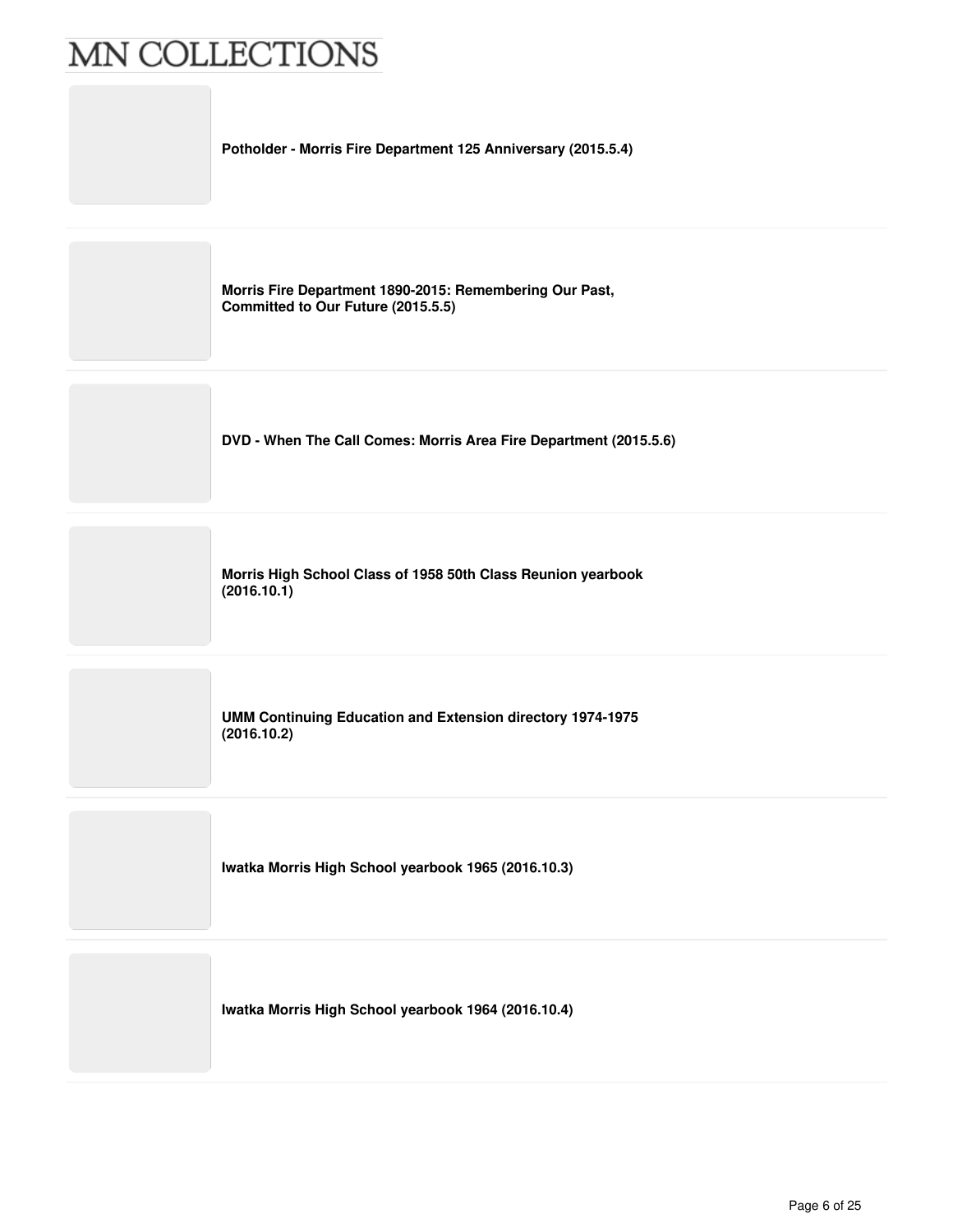**Potholder - Morris Fire Department 125 Anniversary (2015.5.4)**

---

**Morris Fire Department 1890-2015: Remembering Our Past, Committed to Our Future (2015.5.5)**

---

**DVD - When The Call Comes: Morris Area Fire Department (2015.5.6)**

---

**Morris High School Class of 1958 50th Class Reunion yearbook (2016.10.1)**

---

**UMM Continuing Education and Extension directory 1974-1975 (2016.10.2)**

---

**Iwatka Morris High School yearbook 1965 (2016.10.3)**

---

**Iwatka Morris High School yearbook 1964 (2016.10.4)**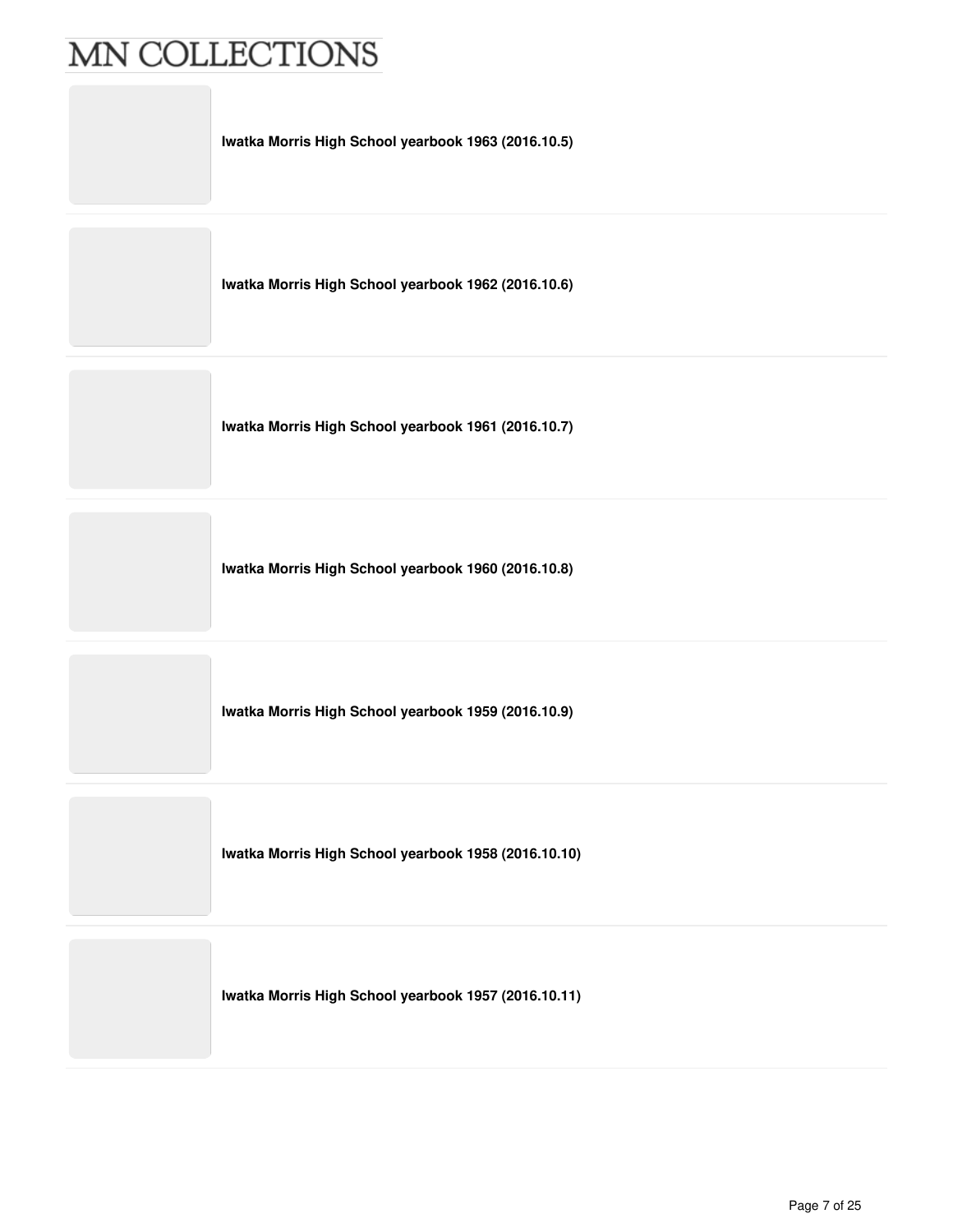**Iwatka Morris High School yearbook 1963 (2016.10.5)**

**Iwatka Morris High School yearbook 1962 (2016.10.6)**

**Iwatka Morris High School yearbook 1961 (2016.10.7)**

**Iwatka Morris High School yearbook 1960 (2016.10.8)**

**Iwatka Morris High School yearbook 1959 (2016.10.9)**

**Iwatka Morris High School yearbook 1958 (2016.10.10)**

**Iwatka Morris High School yearbook 1957 (2016.10.11)**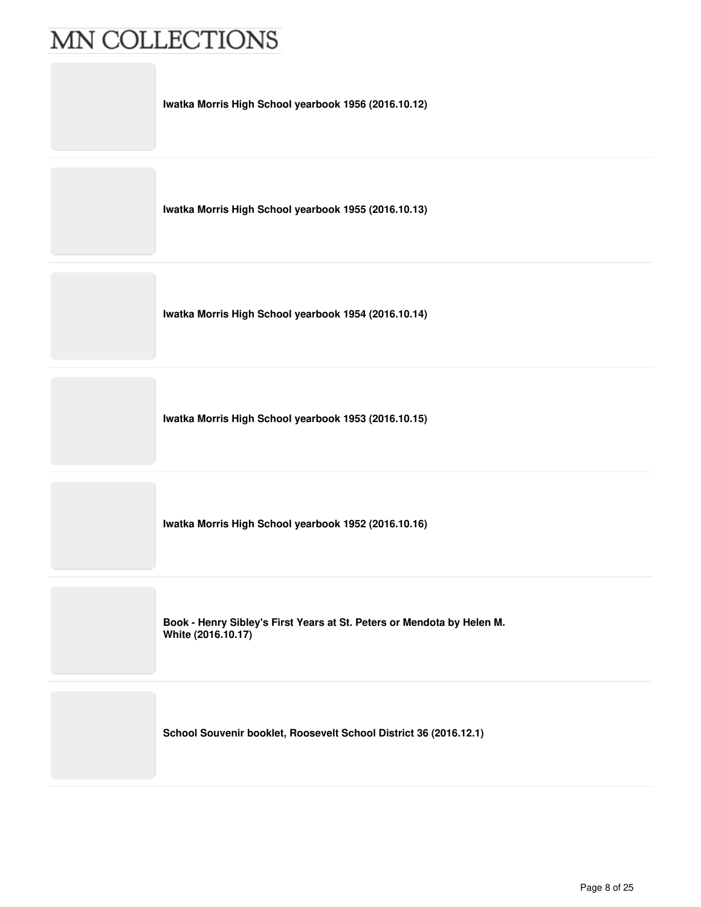**Iwatka Morris High School yearbook 1956 (2016.10.12)**

**Iwatka Morris High School yearbook 1955 (2016.10.13)**

**Iwatka Morris High School yearbook 1954 (2016.10.14)**

**Iwatka Morris High School yearbook 1953 (2016.10.15)**

**Iwatka Morris High School yearbook 1952 (2016.10.16)**

**Book - Henry Sibley's First Years at St. Peters or Mendota by Helen M. White (2016.10.17)**

**School Souvenir booklet, Roosevelt School District 36 (2016.12.1)**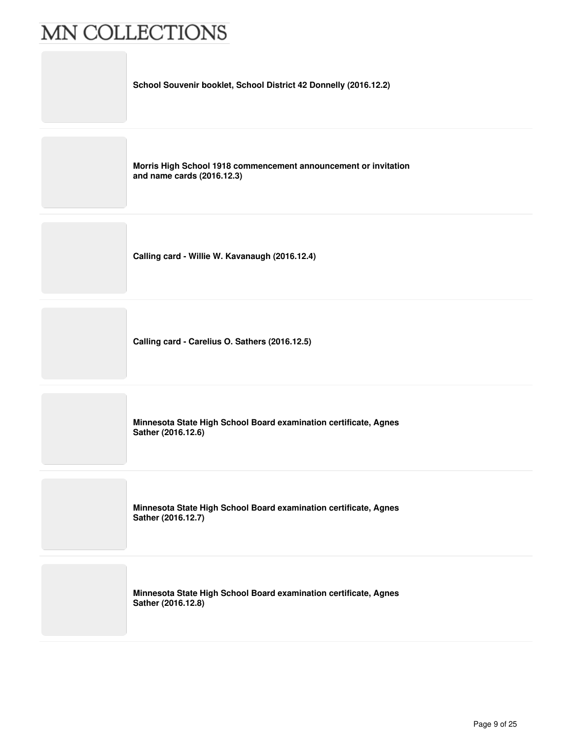**School Souvenir booklet, School District 42 Donnelly (2016.12.2)**

**Morris High School 1918 commencement announcement or invitation and name cards (2016.12.3)**

**Calling card - Willie W. Kavanaugh (2016.12.4)**

**Calling card - Carelius O. Sathers (2016.12.5)**

**Minnesota State High School Board examination certificate, Agnes Sather (2016.12.6)**

**Minnesota State High School Board examination certificate, Agnes Sather (2016.12.7)**

**Minnesota State High School Board examination certificate, Agnes Sather (2016.12.8)**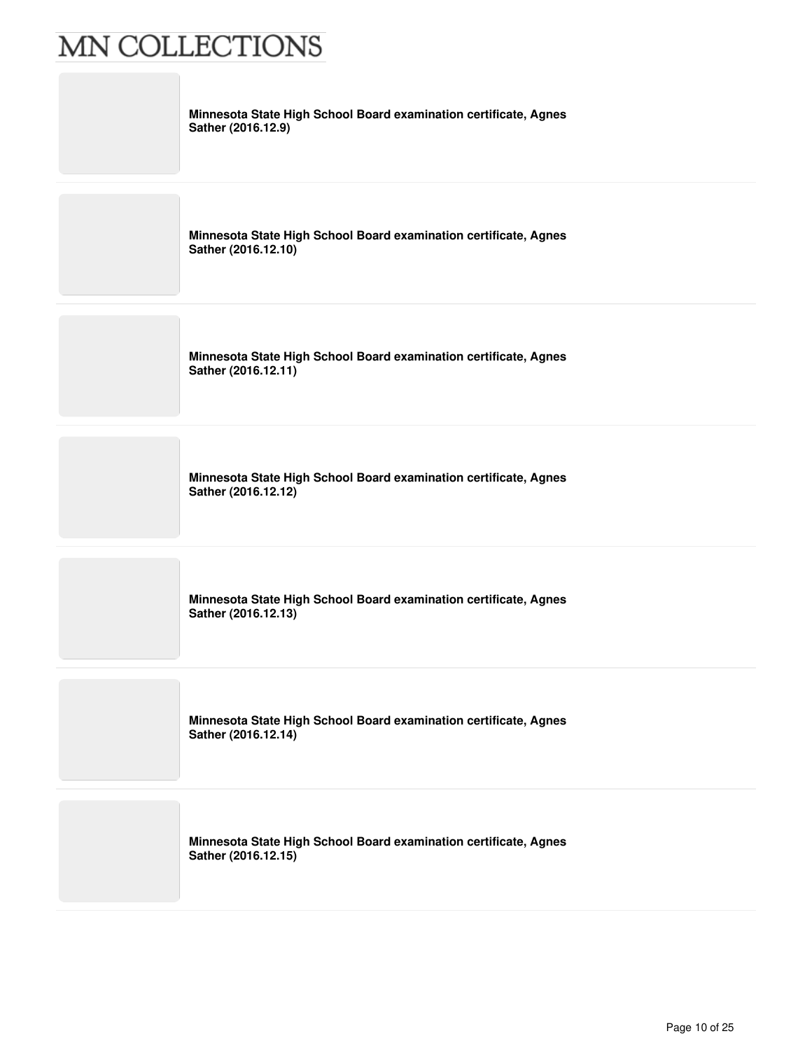**Minnesota State High School Board examination certificate, Agnes Sather (2016.12.9)**

**Minnesota State High School Board examination certificate, Agnes Sather (2016.12.10)**

**Minnesota State High School Board examination certificate, Agnes Sather (2016.12.11)**

**Minnesota State High School Board examination certificate, Agnes Sather (2016.12.12)**

**Minnesota State High School Board examination certificate, Agnes Sather (2016.12.13)**

**Minnesota State High School Board examination certificate, Agnes Sather (2016.12.14)**

**Minnesota State High School Board examination certificate, Agnes Sather (2016.12.15)**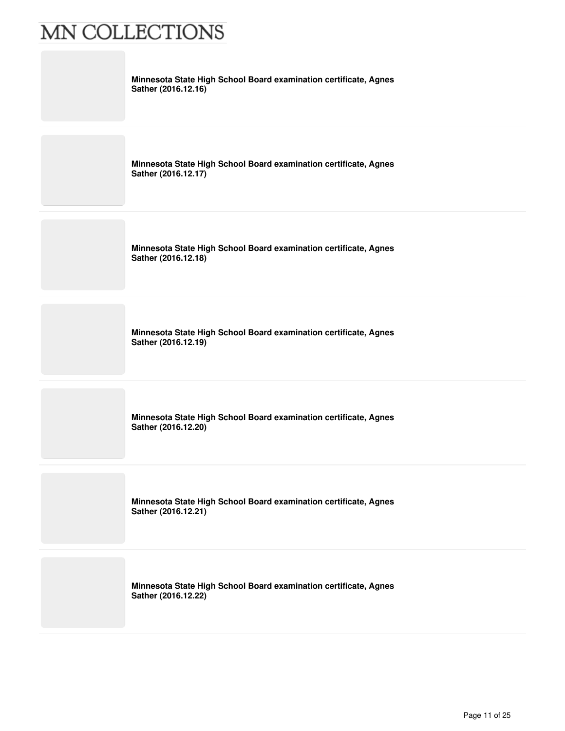**Minnesota State High School Board examination certificate, Agnes Sather (2016.12.16)**

**Minnesota State High School Board examination certificate, Agnes Sather (2016.12.17)**

**Minnesota State High School Board examination certificate, Agnes Sather (2016.12.18)**

**Minnesota State High School Board examination certificate, Agnes Sather (2016.12.19)**

**Minnesota State High School Board examination certificate, Agnes Sather (2016.12.20)**

**Minnesota State High School Board examination certificate, Agnes Sather (2016.12.21)**

**Minnesota State High School Board examination certificate, Agnes Sather (2016.12.22)**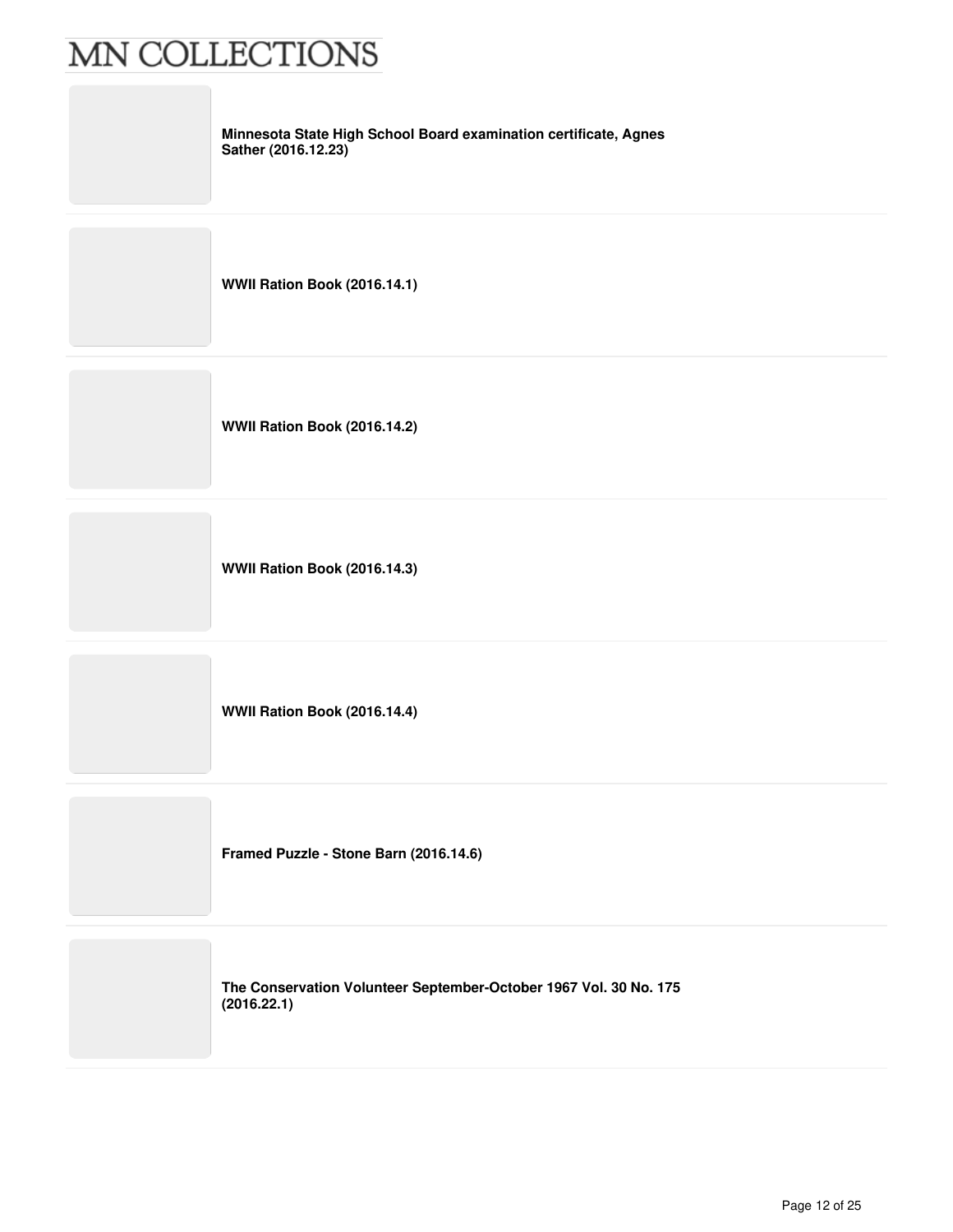**Minnesota State High School Board examination certificate, Agnes Sather (2016.12.23)**

**WWII Ration Book (2016.14.1)**

**WWII Ration Book (2016.14.2)**

**WWII Ration Book (2016.14.3)**

**WWII Ration Book (2016.14.4)**

**Framed Puzzle - Stone Barn (2016.14.6)**

**The Conservation Volunteer September-October 1967 Vol. 30 No. 175 (2016.22.1)**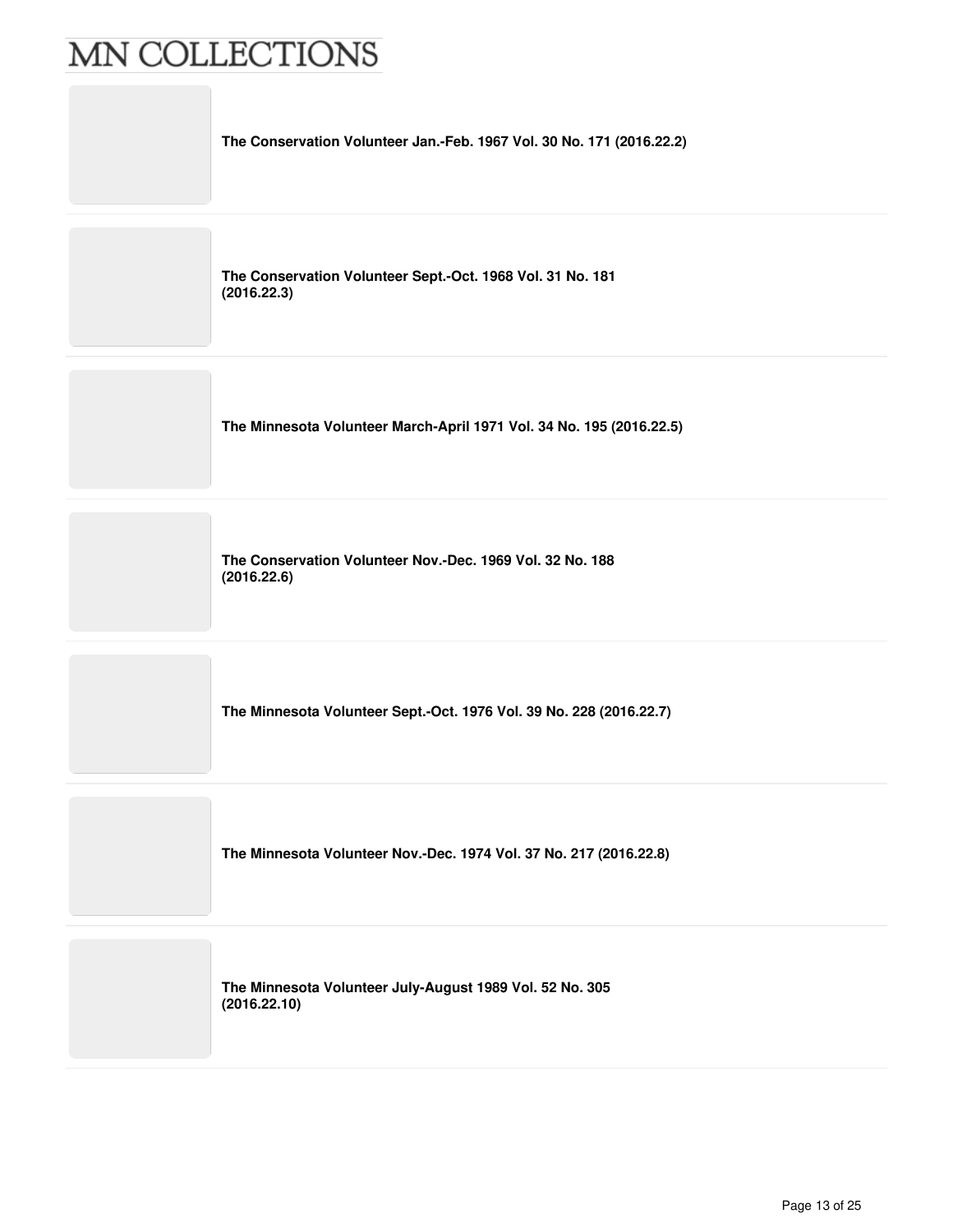**The Conservation Volunteer Jan.-Feb. 1967 Vol. 30 No. 171 (2016.22.2)**

**The Conservation Volunteer Sept.-Oct. 1968 Vol. 31 No. 181 (2016.22.3)**

**The Minnesota Volunteer March-April 1971 Vol. 34 No. 195 (2016.22.5)**

**The Conservation Volunteer Nov.-Dec. 1969 Vol. 32 No. 188 (2016.22.6)**

**The Minnesota Volunteer Sept.-Oct. 1976 Vol. 39 No. 228 (2016.22.7)**

**The Minnesota Volunteer Nov.-Dec. 1974 Vol. 37 No. 217 (2016.22.8)**

**The Minnesota Volunteer July-August 1989 Vol. 52 No. 305 (2016.22.10)**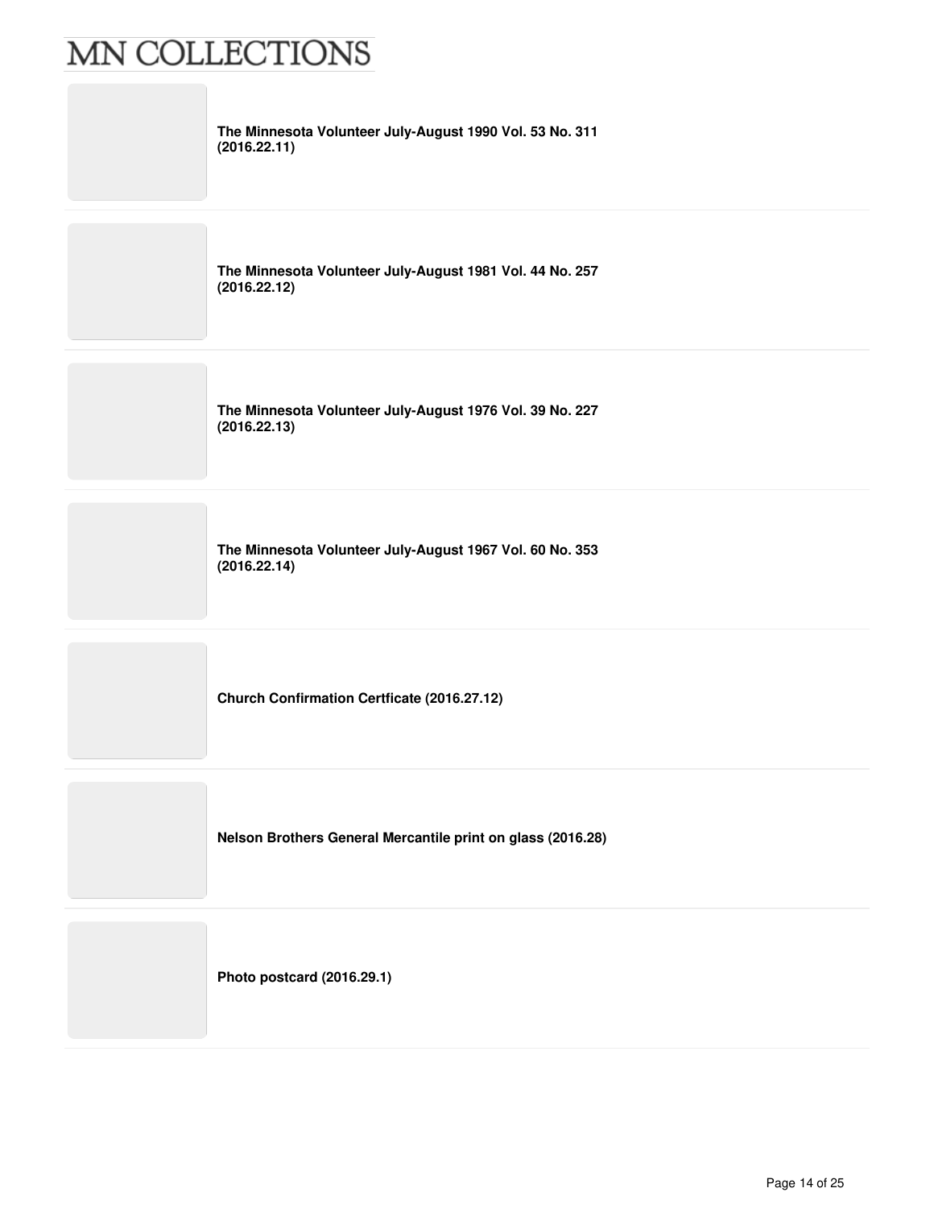**The Minnesota Volunteer July-August 1990 Vol. 53 No. 311 (2016.22.11)**

**The Minnesota Volunteer July-August 1981 Vol. 44 No. 257 (2016.22.12)**

**The Minnesota Volunteer July-August 1976 Vol. 39 No. 227 (2016.22.13)**

**The Minnesota Volunteer July-August 1967 Vol. 60 No. 353 (2016.22.14)**

**Church Confirmation Certficate (2016.27.12)**

**Nelson Brothers General Mercantile print on glass (2016.28)**

**Photo postcard (2016.29.1)**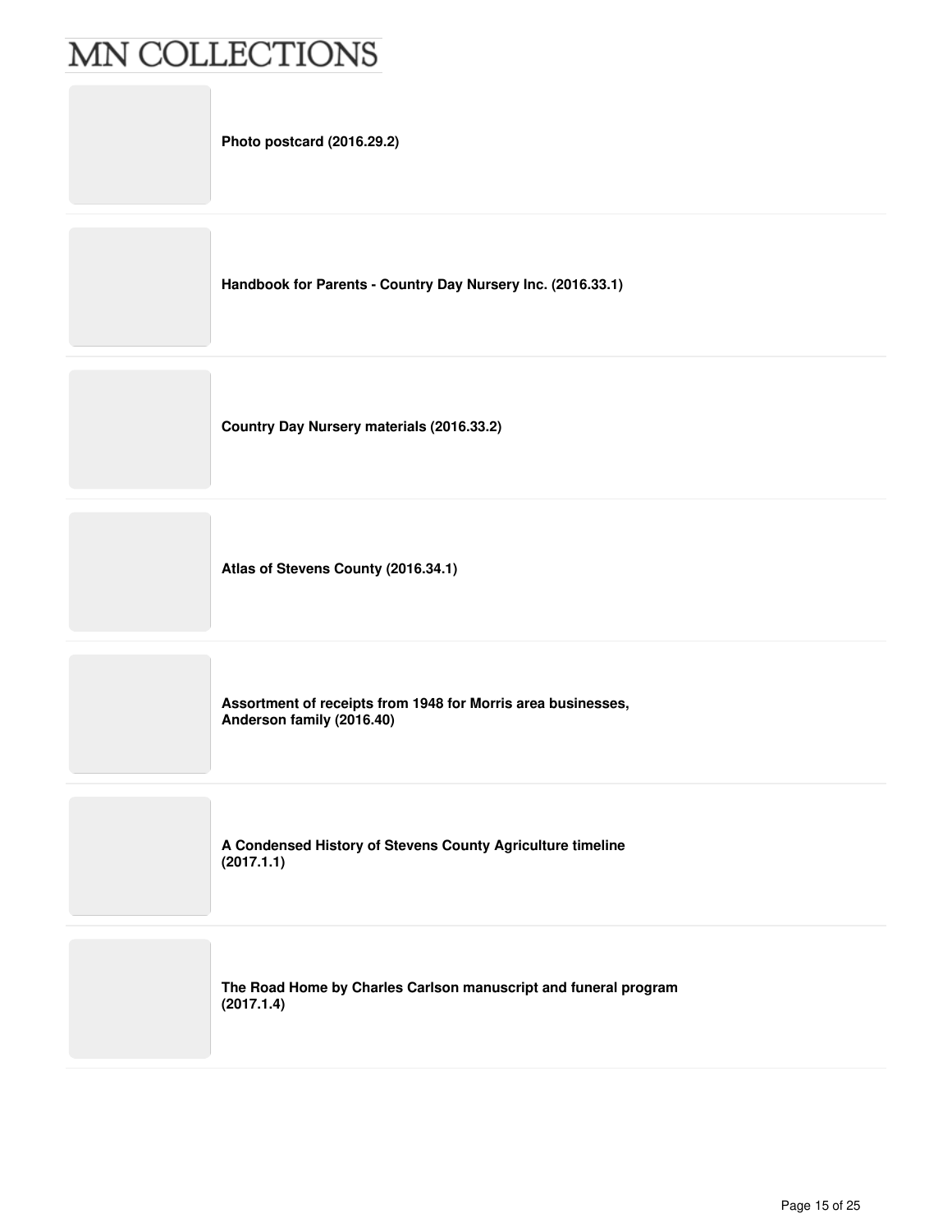**Photo postcard (2016.29.2)**

**Handbook for Parents - Country Day Nursery Inc. (2016.33.1)**

**Country Day Nursery materials (2016.33.2)**

**Atlas of Stevens County (2016.34.1)**

**Assortment of receipts from 1948 for Morris area businesses, Anderson family (2016.40)**

**A Condensed History of Stevens County Agriculture timeline (2017.1.1)**

**The Road Home by Charles Carlson manuscript and funeral program (2017.1.4)**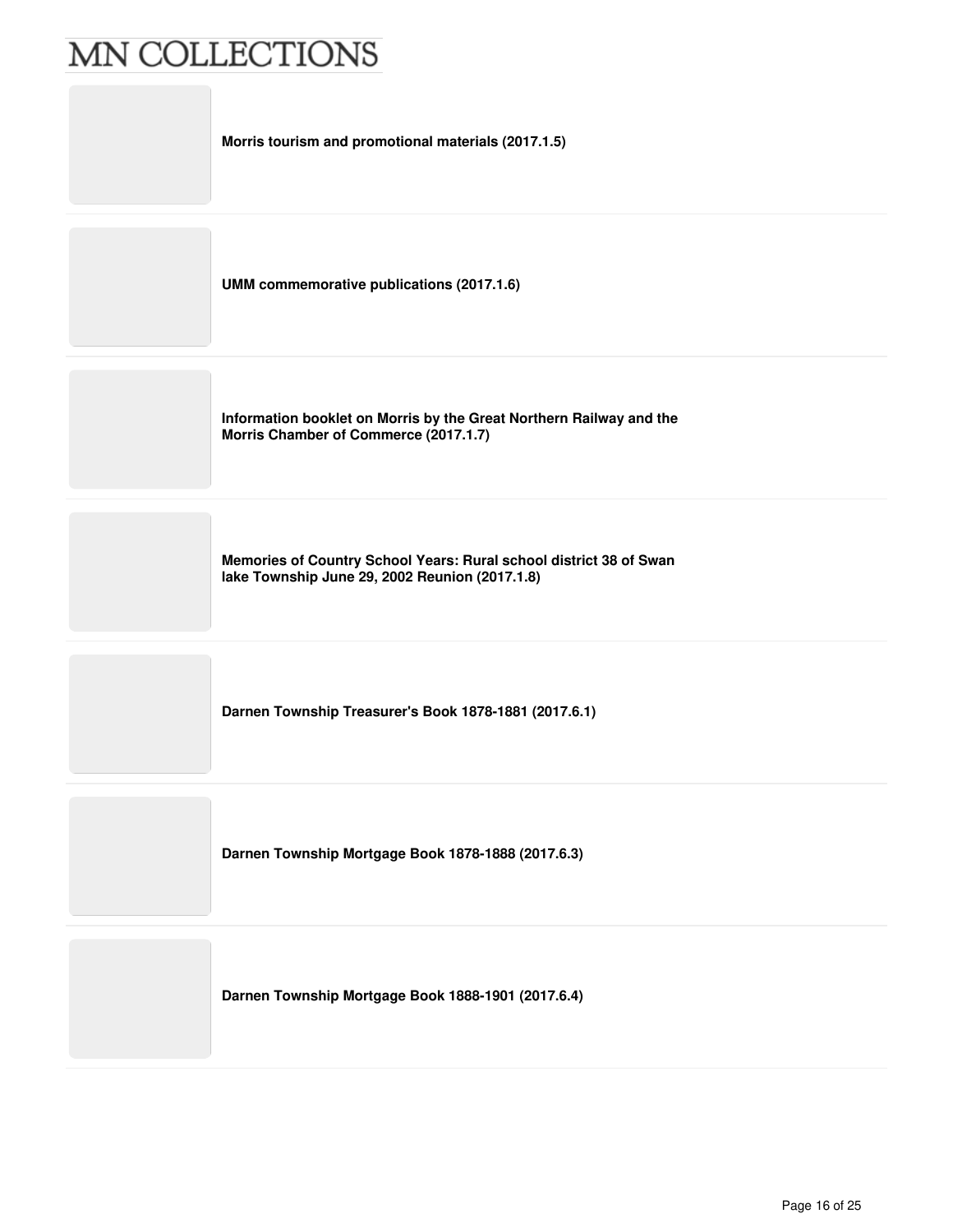**Morris tourism and promotional materials (2017.1.5)**

**UMM commemorative publications (2017.1.6)**

**Information booklet on Morris by the Great Northern Railway and the Morris Chamber of Commerce (2017.1.7)**

**Memories of Country School Years: Rural school district 38 of Swan lake Township June 29, 2002 Reunion (2017.1.8)**

**Darnen Township Treasurer's Book 1878-1881 (2017.6.1)**

**Darnen Township Mortgage Book 1878-1888 (2017.6.3)**

**Darnen Township Mortgage Book 1888-1901 (2017.6.4)**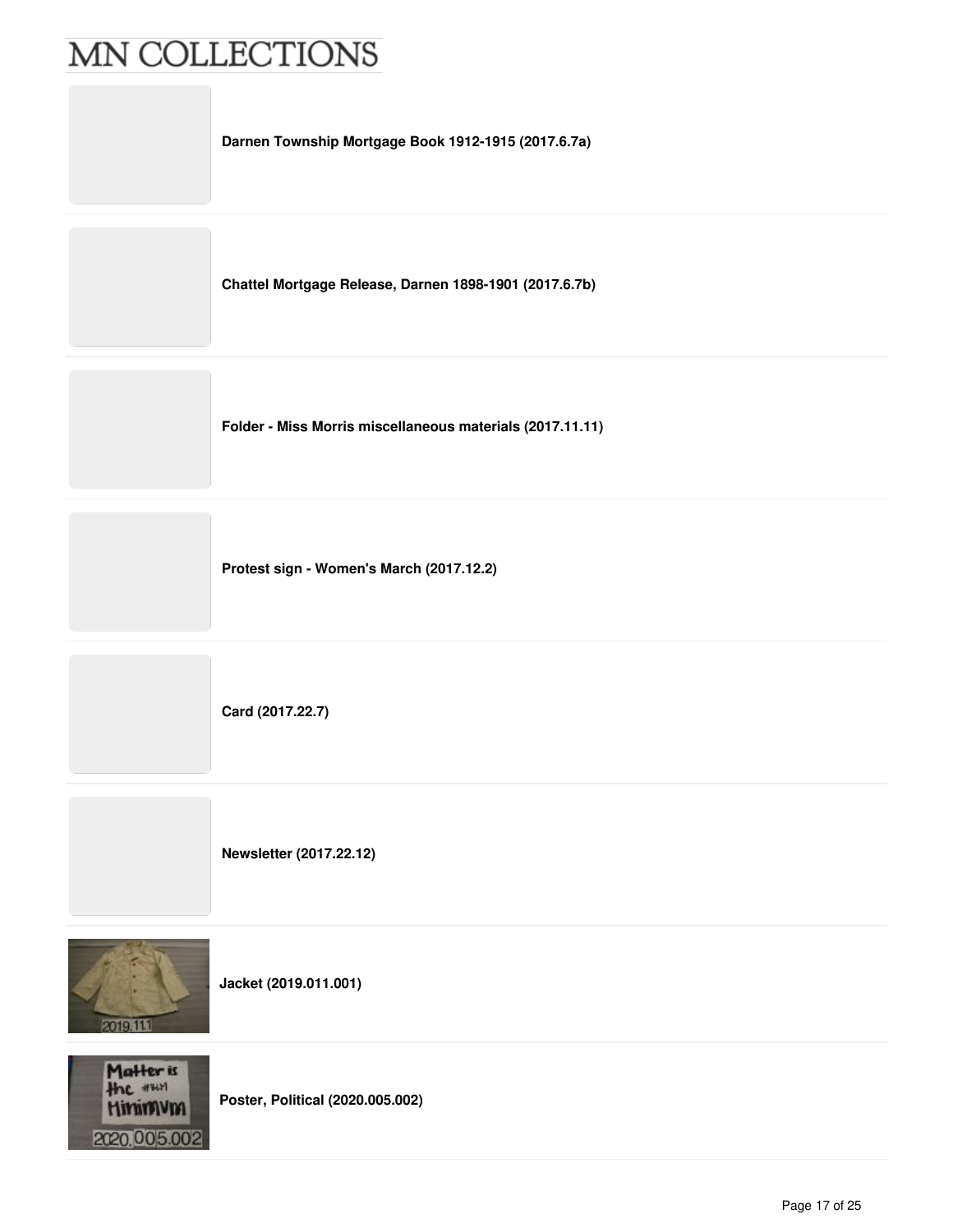# MN COLLECTIONS

**Darnen Township Mortgage Book 1912-1915 (2017.6.7a)**

**Chattel Mortgage Release, Darnen 1898-1901 (2017.6.7b)**

**Folder - Miss Morris miscellaneous materials (2017.11.11)**

**Protest sign - Women's March (2017.12.2)**

**Card (2017.22.7)**

**Newsletter (2017.22.12)**

**Jacket (2019.011.001)**

**Poster, Political (2020.005.002)**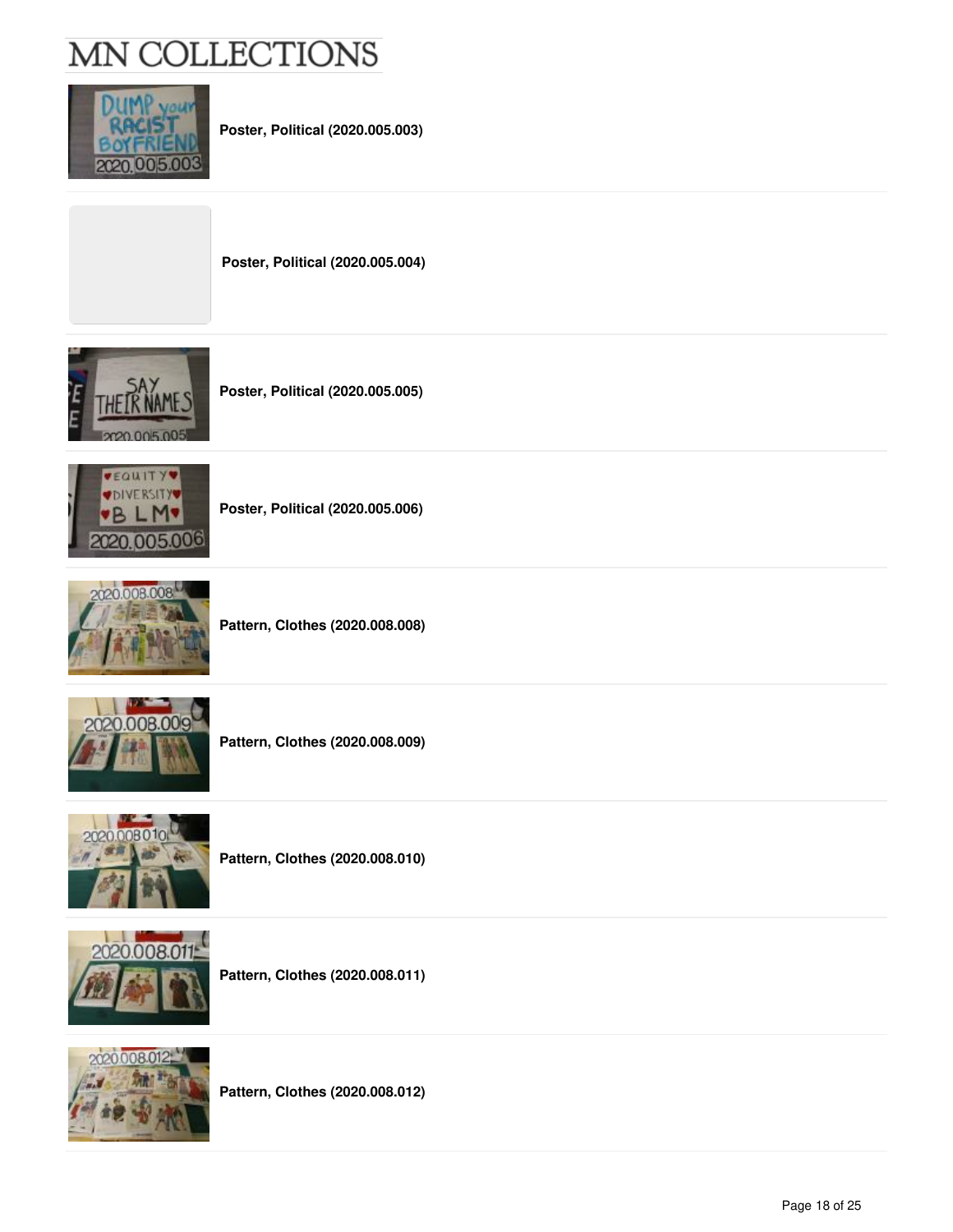# MN COLLECTIONS

**Poster, Political (2020.005.003)**

**Poster, Political (2020.005.004)**

**Poster, Political (2020.005.005)**

**Poster, Political (2020.005.006)**

**Pattern, Clothes (2020.008.008)**

**Pattern, Clothes (2020.008.009)**

**Pattern, Clothes (2020.008.010)**

**Pattern, Clothes (2020.008.011)**

**Pattern, Clothes (2020.008.012)**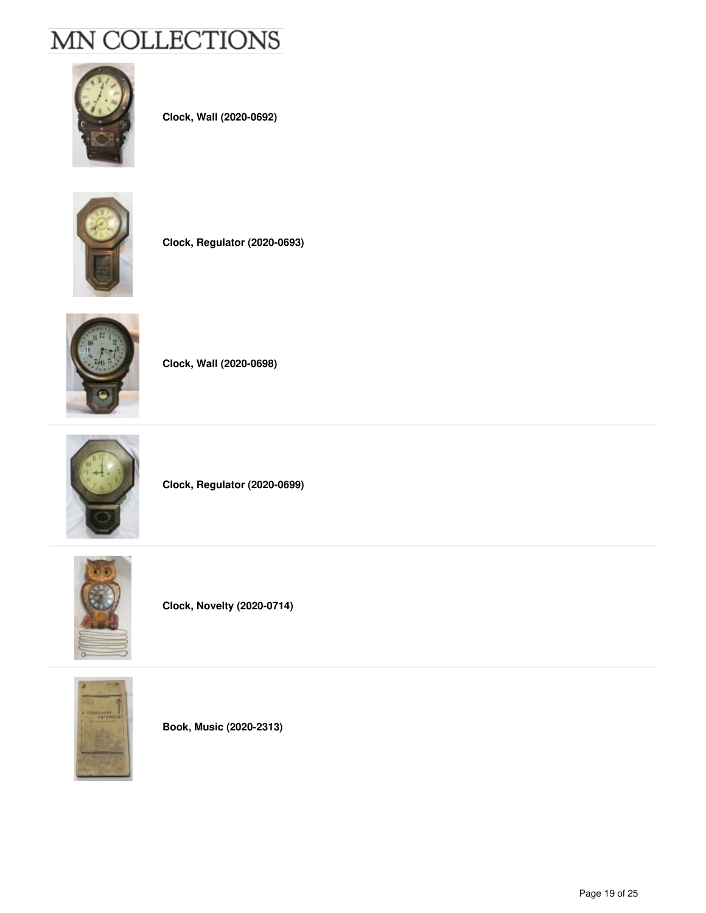**Clock, Wall (2020-0692)**

**Clock, Regulator (2020-0693)**

**Clock, Wall (2020-0698)**

**Clock, Regulator (2020-0699)**

**Clock, Novelty (2020-0714)**

**Book, Music (2020-2313)**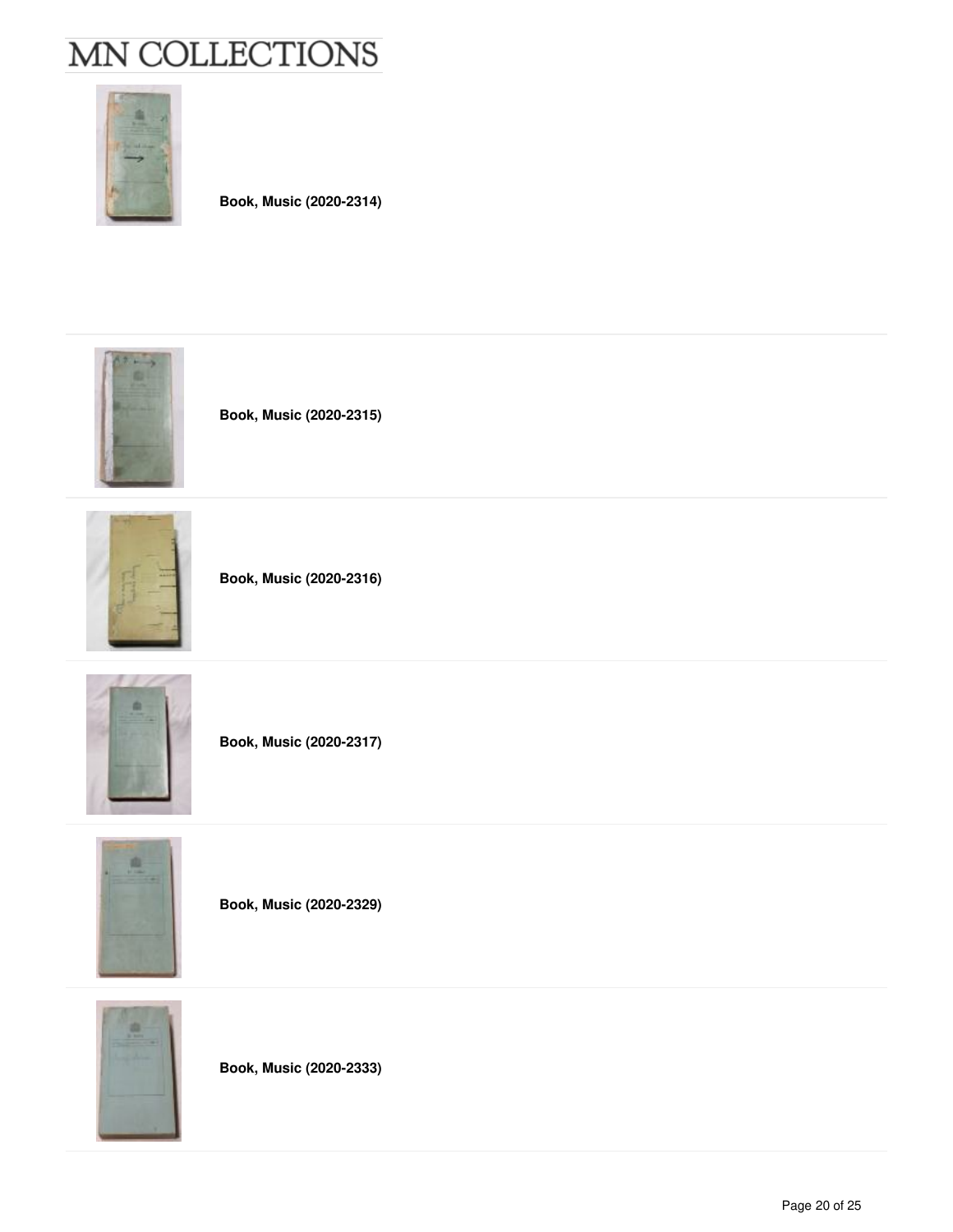**Book, Music (2020-2314)**

**Book, Music (2020-2315)**

**Book, Music (2020-2316)**

**Book, Music (2020-2317)**

**Book, Music (2020-2329)**

**Book, Music (2020-2333)**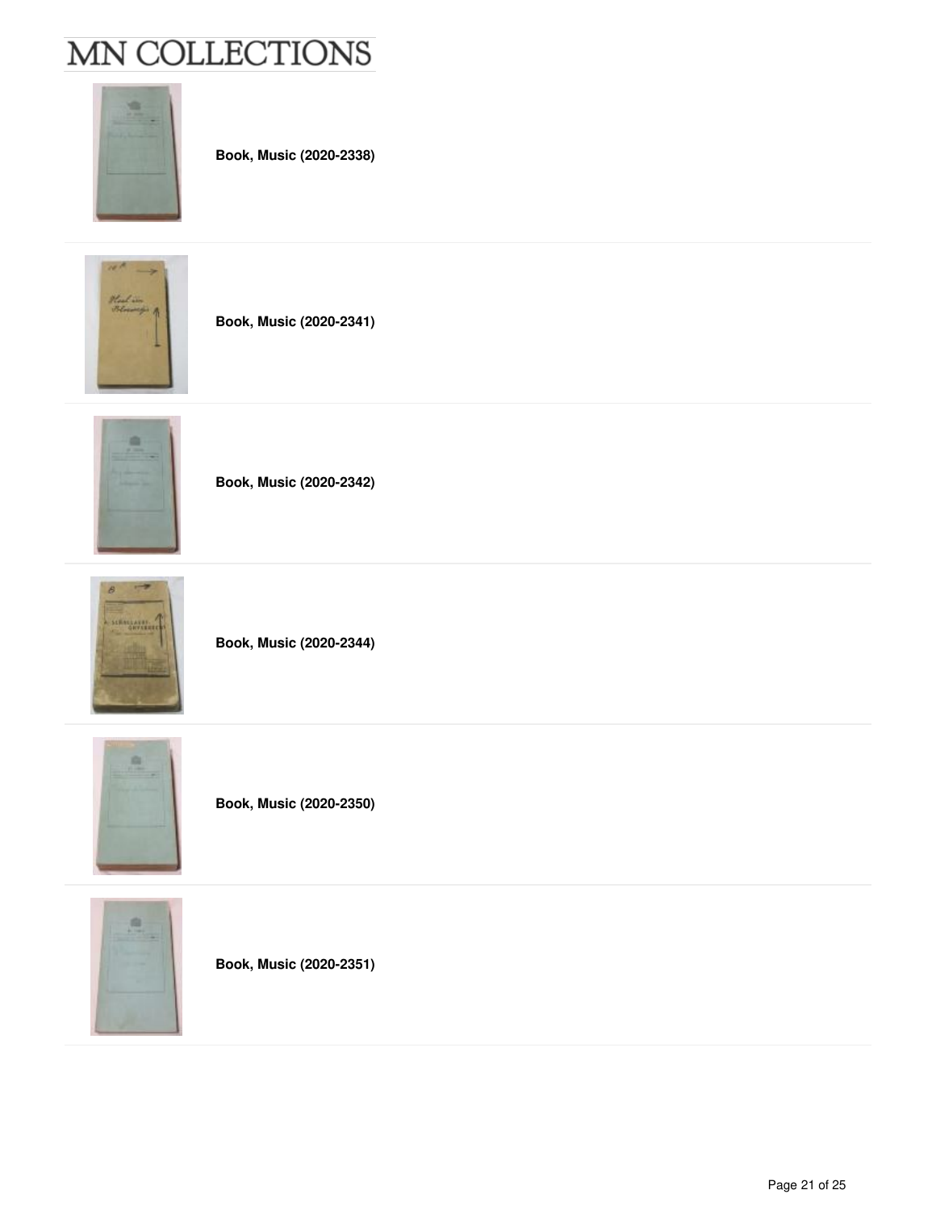**Book, Music (2020-2338)**

**Book, Music (2020-2341)**

**Book, Music (2020-2342)**

**Book, Music (2020-2344)**

**Book, Music (2020-2350)**

**Book, Music (2020-2351)**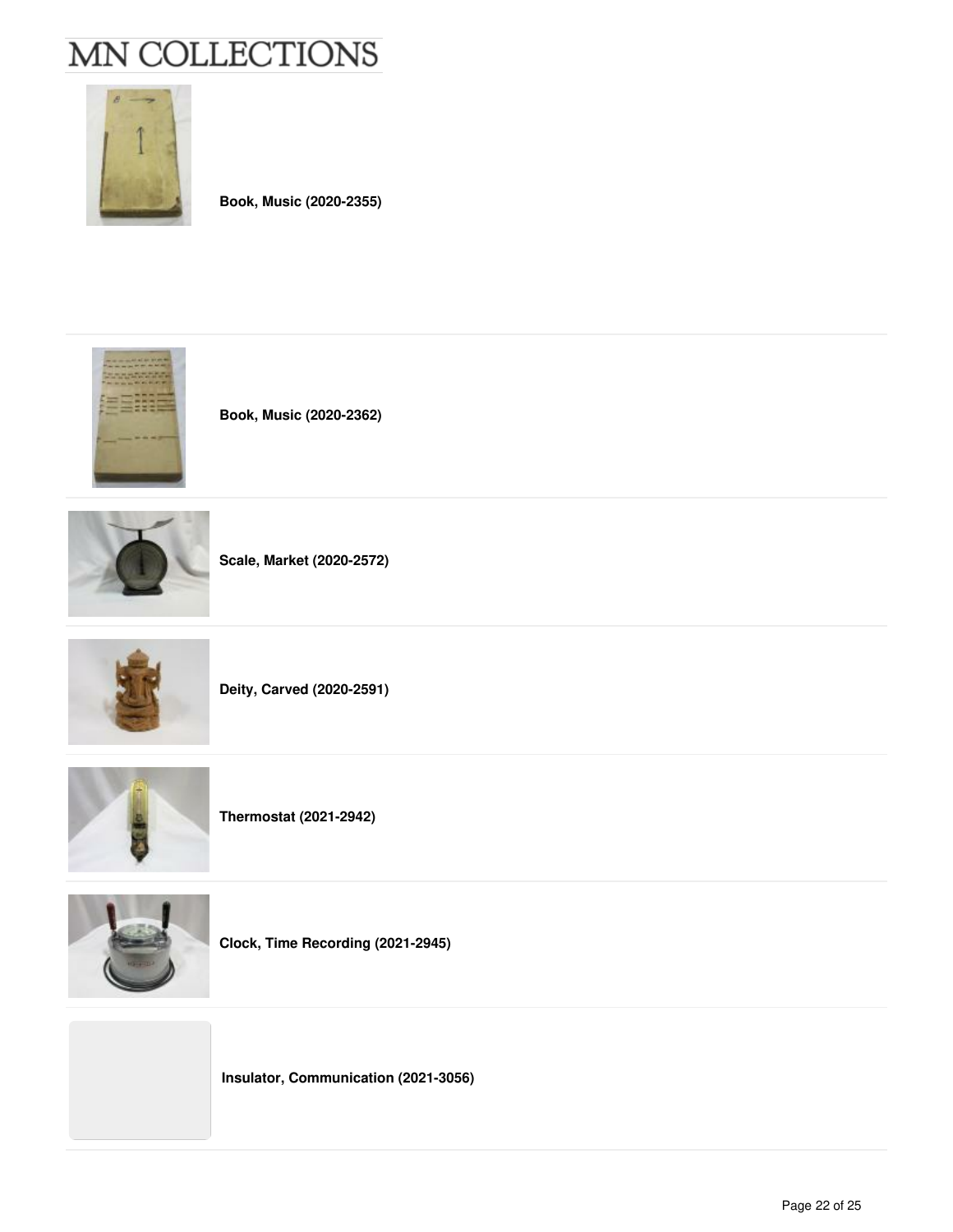**Book, Music (2020-2355)**

**Book, Music (2020-2362)**

**Scale, Market (2020-2572)**

**Deity, Carved (2020-2591)**

**Thermostat (2021-2942)**

**Clock, Time Recording (2021-2945)**

**Insulator, Communication (2021-3056)**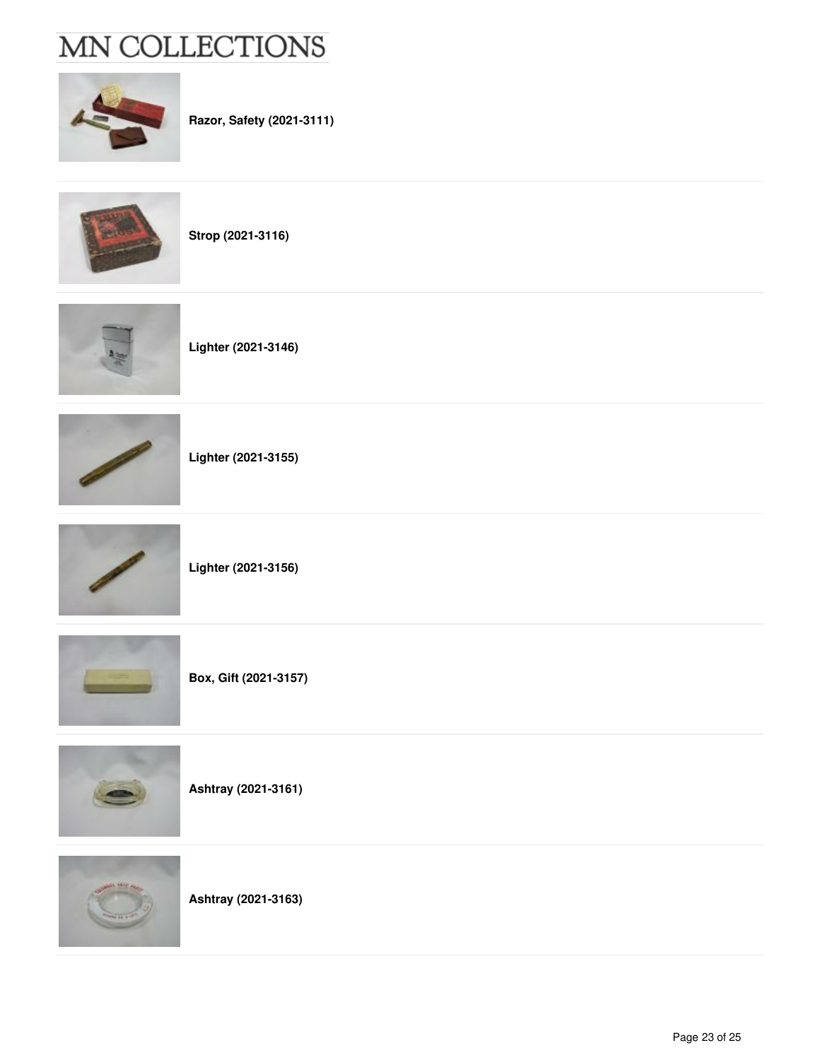**Razor, Safety (2021-3111)**

**Strop (2021-3116)**

**Lighter (2021-3146)**

**Lighter (2021-3155)**

**Lighter (2021-3156)**

**Box, Gift (2021-3157)**

**Ashtray (2021-3161)**

**Ashtray (2021-3163)**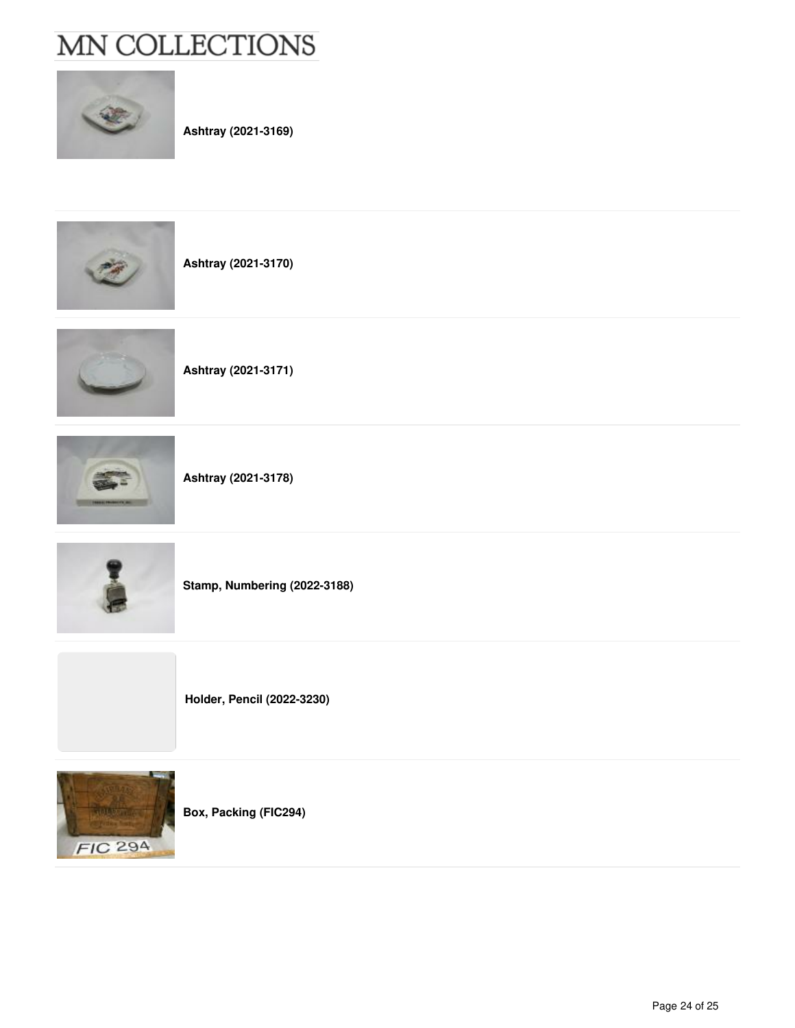**Ashtray (2021-3169)**

**Ashtray (2021-3170)**

**Ashtray (2021-3171)**

**Ashtray (2021-3178)**

**Stamp, Numbering (2022-3188)**

**Holder, Pencil (2022-3230)**

**Box, Packing (FIC294)**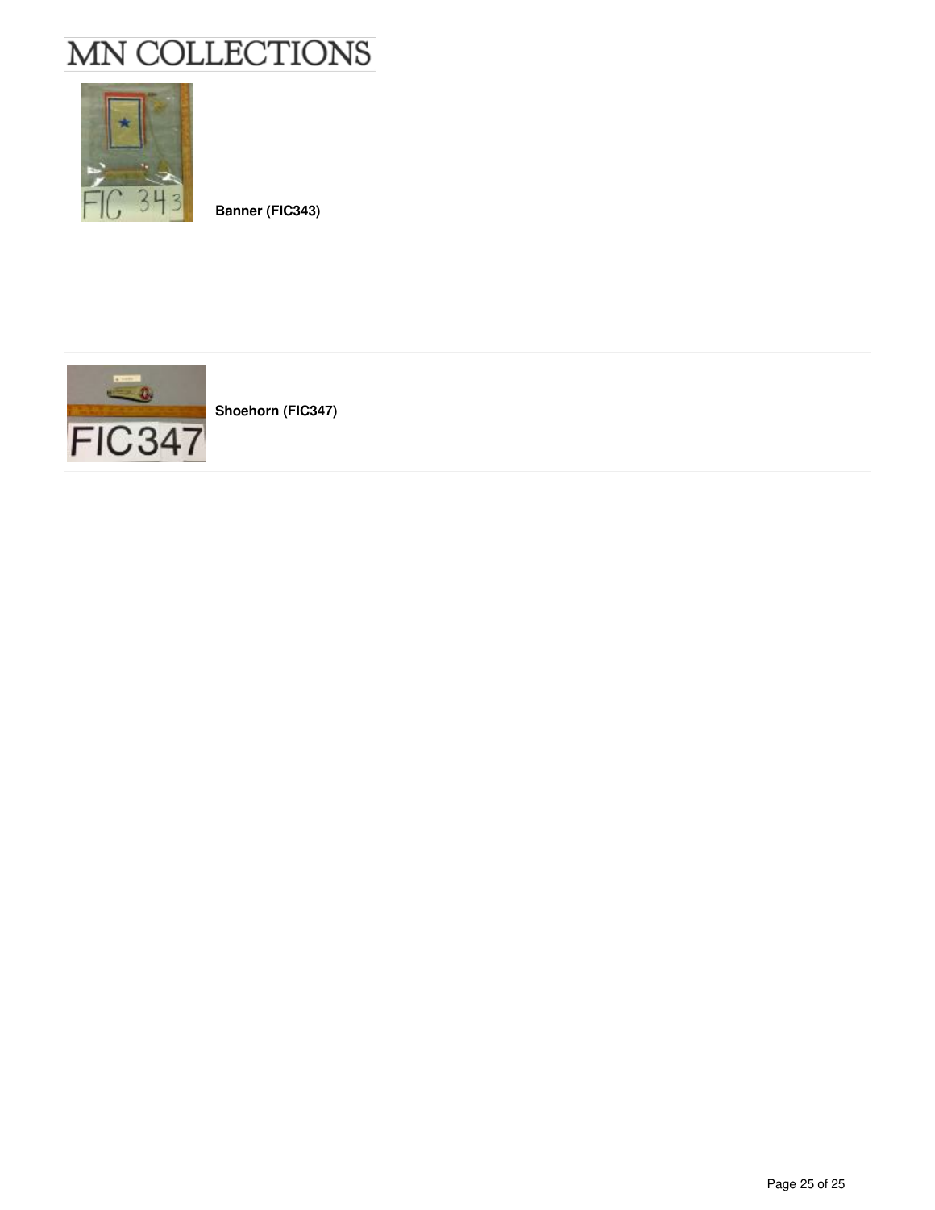**Banner (FIC343)**

**Shoehorn (FIC347)**